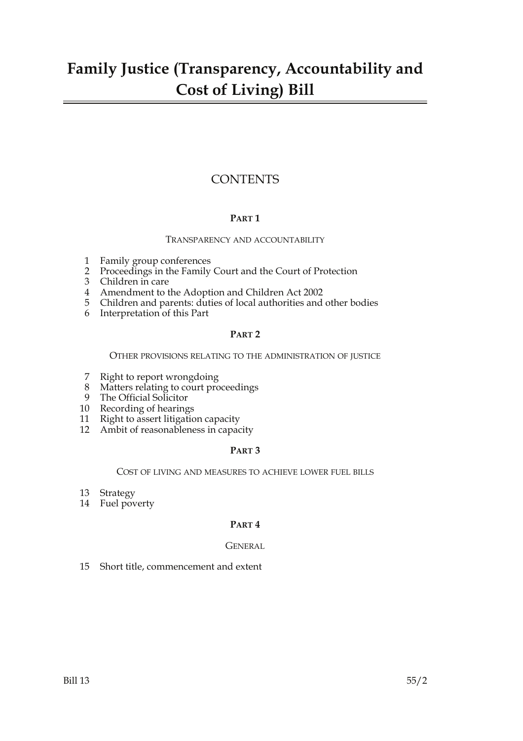# Family Justice (Transparency, Accountability and Cost of Living) Bill

## CONTENTS

### PART 1

TRANSPARENCY AND ACCOUNTABILITY

1 Family group conferences
2 Proceedings in the Family Court and the Court of Protection
3 Children in care
4 Amendment to the Adoption and Children Act 2002
5 Children and parents: duties of local authorities and other bodies
6 Interpretation of this Part

### PART 2

OTHER PROVISIONS RELATING TO THE ADMINISTRATION OF JUSTICE

7 Right to report wrongdoing
8 Matters relating to court proceedings
9 The Official Solicitor
10 Recording of hearings
11 Right to assert litigation capacity
12 Ambit of reasonableness in capacity

### PART 3

COST OF LIVING AND MEASURES TO ACHIEVE LOWER FUEL BILLS

13 Strategy
14 Fuel poverty

### PART 4

GENERAL

15 Short title, commencement and extent

Bill 13 55/2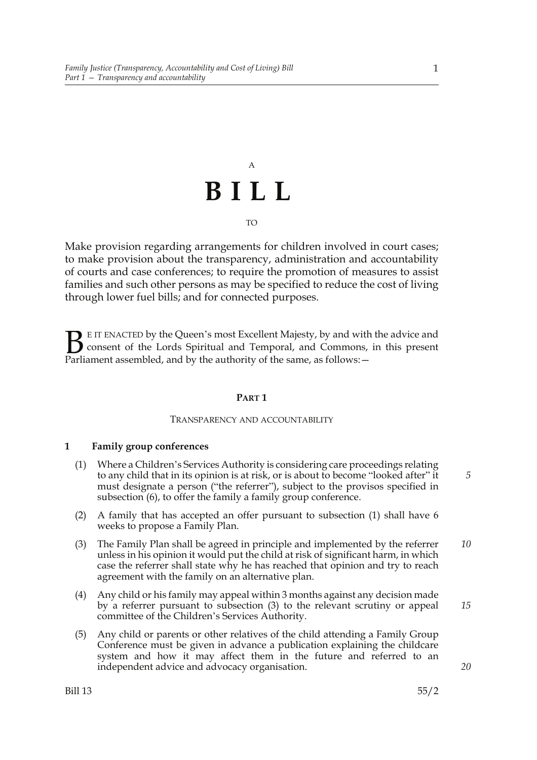A

# BILL

TO

Make provision regarding arrangements for children involved in court cases; to make provision about the transparency, administration and accountability of courts and case conferences; to require the promotion of measures to assist families and such other persons as may be specified to reduce the cost of living through lower fuel bills; and for connected purposes.

BE IT ENACTED by the Queen's most Excellent Majesty, by and with the advice and consent of the Lords Spiritual and Temporal, and Commons, in this present Parliament assembled, and by the authority of the same, as follows:—

## PART 1

### TRANSPARENCY AND ACCOUNTABILITY

**1 Family group conferences**

(1) Where a Children's Services Authority is considering care proceedings relating to any child that in its opinion is at risk, or is about to become "looked after" it must designate a person ("the referrer"), subject to the provisos specified in subsection (6), to offer the family a family group conference.

(2) A family that has accepted an offer pursuant to subsection (1) shall have 6 weeks to propose a Family Plan.

(3) The Family Plan shall be agreed in principle and implemented by the referrer unless in his opinion it would put the child at risk of significant harm, in which case the referrer shall state why he has reached that opinion and try to reach agreement with the family on an alternative plan.

(4) Any child or his family may appeal within 3 months against any decision made by a referrer pursuant to subsection (3) to the relevant scrutiny or appeal committee of the Children's Services Authority.

(5) Any child or parents or other relatives of the child attending a Family Group Conference must be given in advance a publication explaining the childcare system and how it may affect them in the future and referred to an independent advice and advocacy organisation.

Bill 13 55/2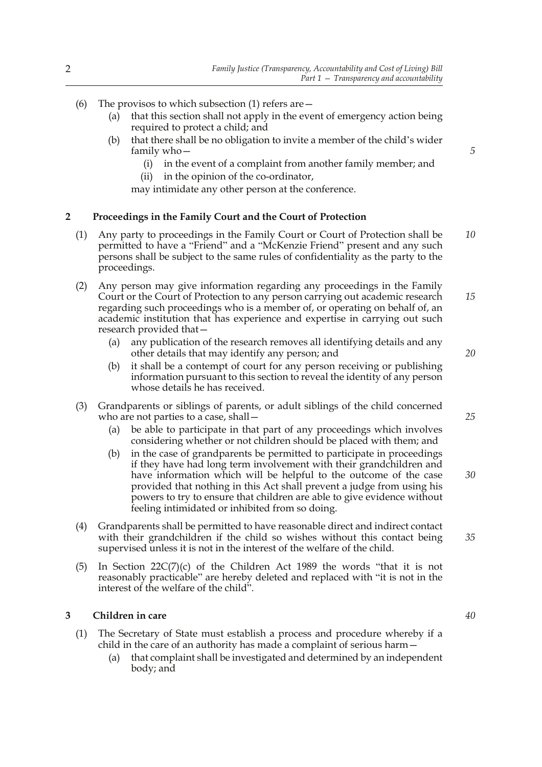(6) The provisos to which subsection (1) refers are—

   (a) that this section shall not apply in the event of emergency action being required to protect a child; and

   (b) that there shall be no obligation to invite a member of the child's wider family who—

      (i) in the event of a complaint from another family member; and

      (ii) in the opinion of the co-ordinator,

   may intimidate any other person at the conference.

## 2 Proceedings in the Family Court and the Court of Protection

(1) Any party to proceedings in the Family Court or Court of Protection shall be permitted to have a "Friend" and a "McKenzie Friend" present and any such persons shall be subject to the same rules of confidentiality as the party to the proceedings.

(2) Any person may give information regarding any proceedings in the Family Court or the Court of Protection to any person carrying out academic research regarding such proceedings who is a member of, or operating on behalf of, an academic institution that has experience and expertise in carrying out such research provided that—

   (a) any publication of the research removes all identifying details and any other details that may identify any person; and

   (b) it shall be a contempt of court for any person receiving or publishing information pursuant to this section to reveal the identity of any person whose details he has received.

(3) Grandparents or siblings of parents, or adult siblings of the child concerned who are not parties to a case, shall—

   (a) be able to participate in that part of any proceedings which involves considering whether or not children should be placed with them; and

   (b) in the case of grandparents be permitted to participate in proceedings if they have had long term involvement with their grandchildren and have information which will be helpful to the outcome of the case provided that nothing in this Act shall prevent a judge from using his powers to try to ensure that children are able to give evidence without feeling intimidated or inhibited from so doing.

(4) Grandparents shall be permitted to have reasonable direct and indirect contact with their grandchildren if the child so wishes without this contact being supervised unless it is not in the interest of the welfare of the child.

(5) In Section 22C(7)(c) of the Children Act 1989 the words "that it is not reasonably practicable" are hereby deleted and replaced with "it is not in the interest of the welfare of the child".

## 3 Children in care

(1) The Secretary of State must establish a process and procedure whereby if a child in the care of an authority has made a complaint of serious harm—

   (a) that complaint shall be investigated and determined by an independent body; and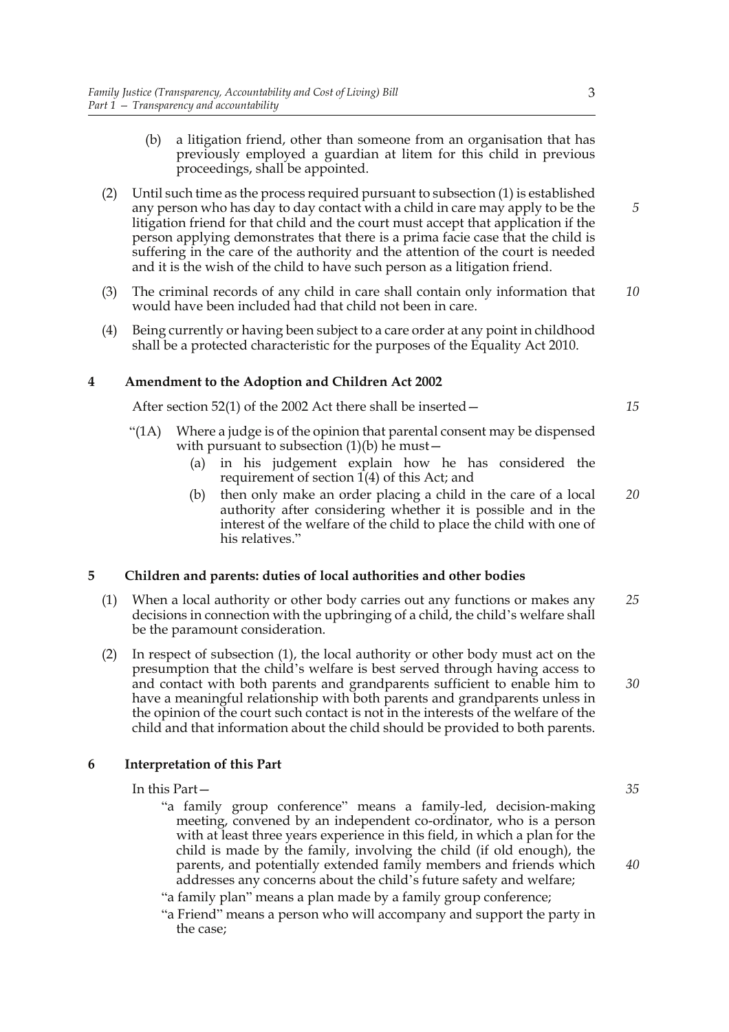(b) a litigation friend, other than someone from an organisation that has previously employed a guardian at litem for this child in previous proceedings, shall be appointed.

(2) Until such time as the process required pursuant to subsection (1) is established any person who has day to day contact with a child in care may apply to be the litigation friend for that child and the court must accept that application if the person applying demonstrates that there is a prima facie case that the child is suffering in the care of the authority and the attention of the court is needed and it is the wish of the child to have such person as a litigation friend.

(3) The criminal records of any child in care shall contain only information that would have been included had that child not been in care.

(4) Being currently or having been subject to a care order at any point in childhood shall be a protected characteristic for the purposes of the Equality Act 2010.

## 4 Amendment to the Adoption and Children Act 2002

After section 52(1) of the 2002 Act there shall be inserted—

"(1A) Where a judge is of the opinion that parental consent may be dispensed with pursuant to subsection (1)(b) he must—

(a) in his judgement explain how he has considered the requirement of section 1(4) of this Act; and

(b) then only make an order placing a child in the care of a local authority after considering whether it is possible and in the interest of the welfare of the child to place the child with one of his relatives."

## 5 Children and parents: duties of local authorities and other bodies

(1) When a local authority or other body carries out any functions or makes any decisions in connection with the upbringing of a child, the child's welfare shall be the paramount consideration.

(2) In respect of subsection (1), the local authority or other body must act on the presumption that the child's welfare is best served through having access to and contact with both parents and grandparents sufficient to enable him to have a meaningful relationship with both parents and grandparents unless in the opinion of the court such contact is not in the interests of the welfare of the child and that information about the child should be provided to both parents.

## 6 Interpretation of this Part

In this Part—

"a family group conference" means a family-led, decision-making meeting, convened by an independent co-ordinator, who is a person with at least three years experience in this field, in which a plan for the child is made by the family, involving the child (if old enough), the parents, and potentially extended family members and friends which addresses any concerns about the child's future safety and welfare;

"a family plan" means a plan made by a family group conference;

"a Friend" means a person who will accompany and support the party in the case;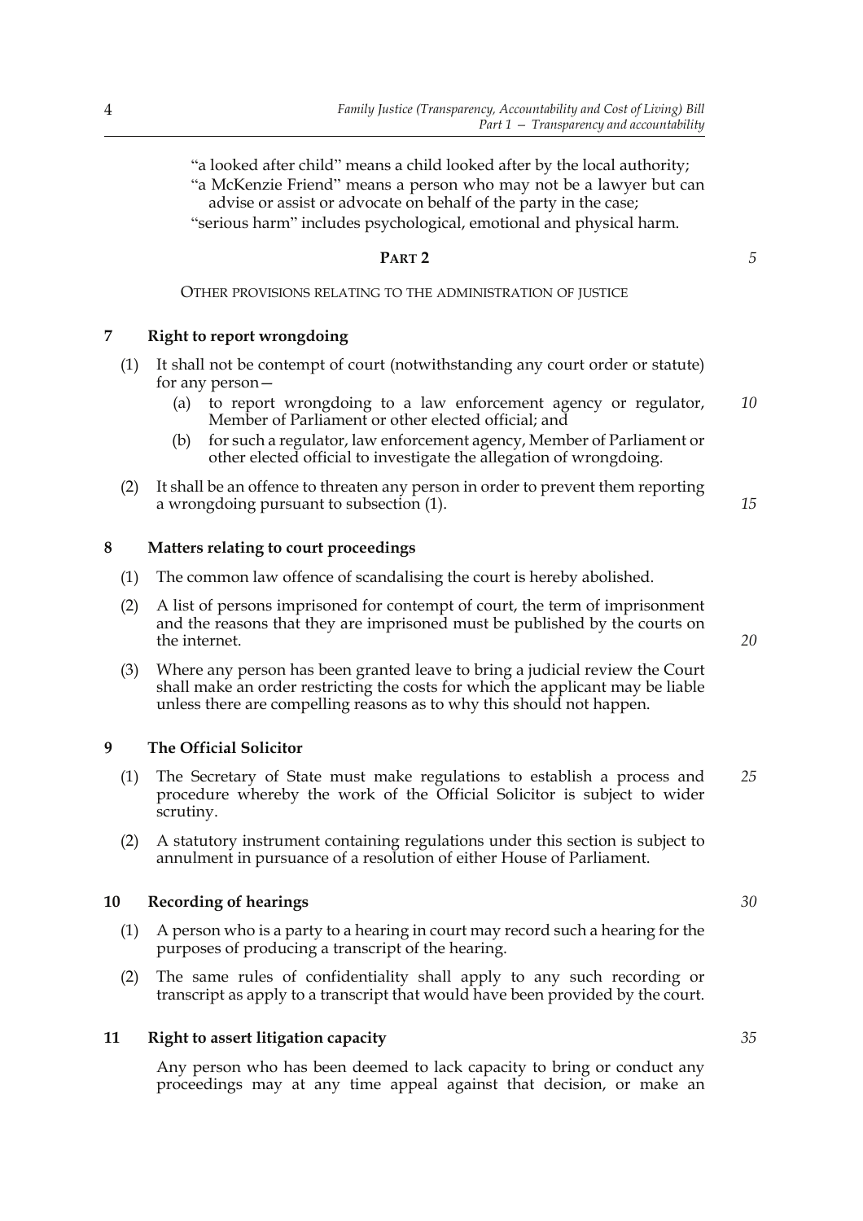"a looked after child" means a child looked after by the local authority;

"a McKenzie Friend" means a person who may not be a lawyer but can advise or assist or advocate on behalf of the party in the case;

"serious harm" includes psychological, emotional and physical harm.

## PART 2

### OTHER PROVISIONS RELATING TO THE ADMINISTRATION OF JUSTICE

### 7 Right to report wrongdoing

(1) It shall not be contempt of court (notwithstanding any court order or statute) for any person—

- (a) to report wrongdoing to a law enforcement agency or regulator, Member of Parliament or other elected official; and
- (b) for such a regulator, law enforcement agency, Member of Parliament or other elected official to investigate the allegation of wrongdoing.

(2) It shall be an offence to threaten any person in order to prevent them reporting a wrongdoing pursuant to subsection (1).

### 8 Matters relating to court proceedings

(1) The common law offence of scandalising the court is hereby abolished.

(2) A list of persons imprisoned for contempt of court, the term of imprisonment and the reasons that they are imprisoned must be published by the courts on the internet.

(3) Where any person has been granted leave to bring a judicial review the Court shall make an order restricting the costs for which the applicant may be liable unless there are compelling reasons as to why this should not happen.

### 9 The Official Solicitor

(1) The Secretary of State must make regulations to establish a process and procedure whereby the work of the Official Solicitor is subject to wider scrutiny.

(2) A statutory instrument containing regulations under this section is subject to annulment in pursuance of a resolution of either House of Parliament.

### 10 Recording of hearings

(1) A person who is a party to a hearing in court may record such a hearing for the purposes of producing a transcript of the hearing.

(2) The same rules of confidentiality shall apply to any such recording or transcript as apply to a transcript that would have been provided by the court.

### 11 Right to assert litigation capacity

Any person who has been deemed to lack capacity to bring or conduct any proceedings may at any time appeal against that decision, or make an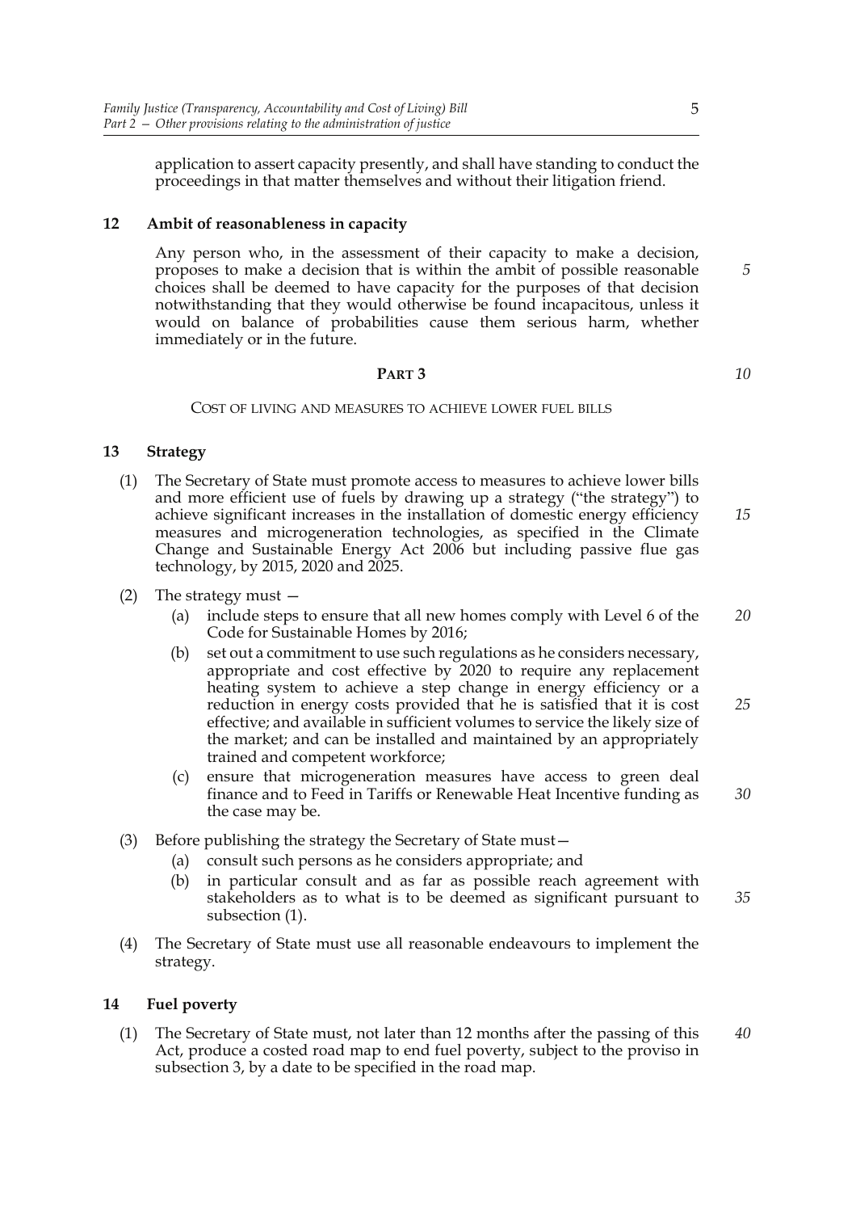application to assert capacity presently, and shall have standing to conduct the proceedings in that matter themselves and without their litigation friend.

### 12 Ambit of reasonableness in capacity

Any person who, in the assessment of their capacity to make a decision, proposes to make a decision that is within the ambit of possible reasonable choices shall be deemed to have capacity for the purposes of that decision notwithstanding that they would otherwise be found incapacitous, unless it would on balance of probabilities cause them serious harm, whether immediately or in the future.

## PART 3

### COST OF LIVING AND MEASURES TO ACHIEVE LOWER FUEL BILLS

### 13 Strategy

(1) The Secretary of State must promote access to measures to achieve lower bills and more efficient use of fuels by drawing up a strategy ("the strategy") to achieve significant increases in the installation of domestic energy efficiency measures and microgeneration technologies, as specified in the Climate Change and Sustainable Energy Act 2006 but including passive flue gas technology, by 2015, 2020 and 2025.

(2) The strategy must —

- (a) include steps to ensure that all new homes comply with Level 6 of the Code for Sustainable Homes by 2016;
- (b) set out a commitment to use such regulations as he considers necessary, appropriate and cost effective by 2020 to require any replacement heating system to achieve a step change in energy efficiency or a reduction in energy costs provided that he is satisfied that it is cost effective; and available in sufficient volumes to service the likely size of the market; and can be installed and maintained by an appropriately trained and competent workforce;
- (c) ensure that microgeneration measures have access to green deal finance and to Feed in Tariffs or Renewable Heat Incentive funding as the case may be.

(3) Before publishing the strategy the Secretary of State must—

- (a) consult such persons as he considers appropriate; and
- (b) in particular consult and as far as possible reach agreement with stakeholders as to what is to be deemed as significant pursuant to subsection (1).

(4) The Secretary of State must use all reasonable endeavours to implement the strategy.

### 14 Fuel poverty

(1) The Secretary of State must, not later than 12 months after the passing of this Act, produce a costed road map to end fuel poverty, subject to the proviso in subsection 3, by a date to be specified in the road map.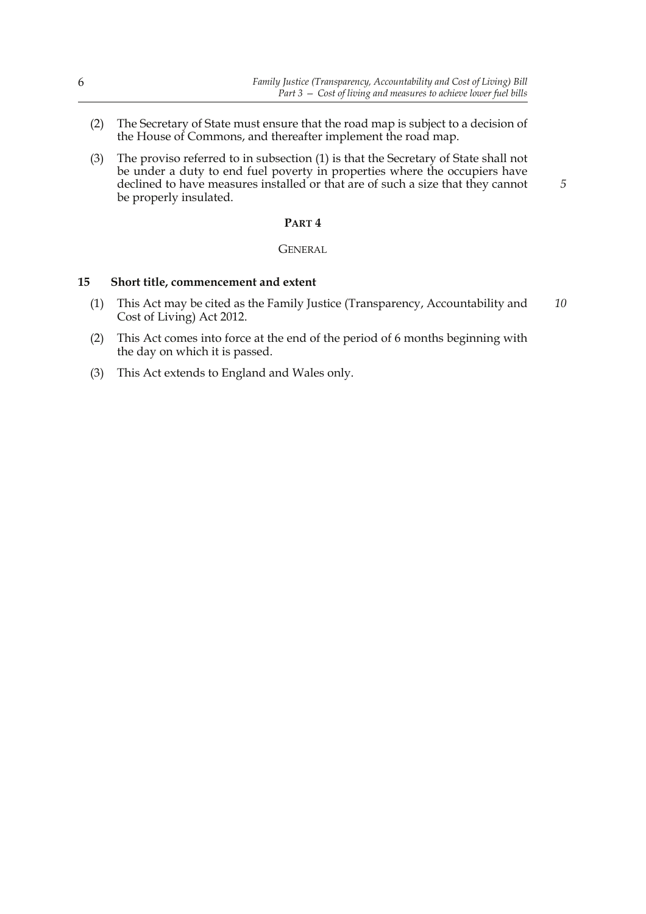(2) The Secretary of State must ensure that the road map is subject to a decision of the House of Commons, and thereafter implement the road map.

(3) The proviso referred to in subsection (1) is that the Secretary of State shall not be under a duty to end fuel poverty in properties where the occupiers have declined to have measures installed or that are of such a size that they cannot be properly insulated.

## PART 4

### GENERAL

**15 Short title, commencement and extent**

(1) This Act may be cited as the Family Justice (Transparency, Accountability and Cost of Living) Act 2012.

(2) This Act comes into force at the end of the period of 6 months beginning with the day on which it is passed.

(3) This Act extends to England and Wales only.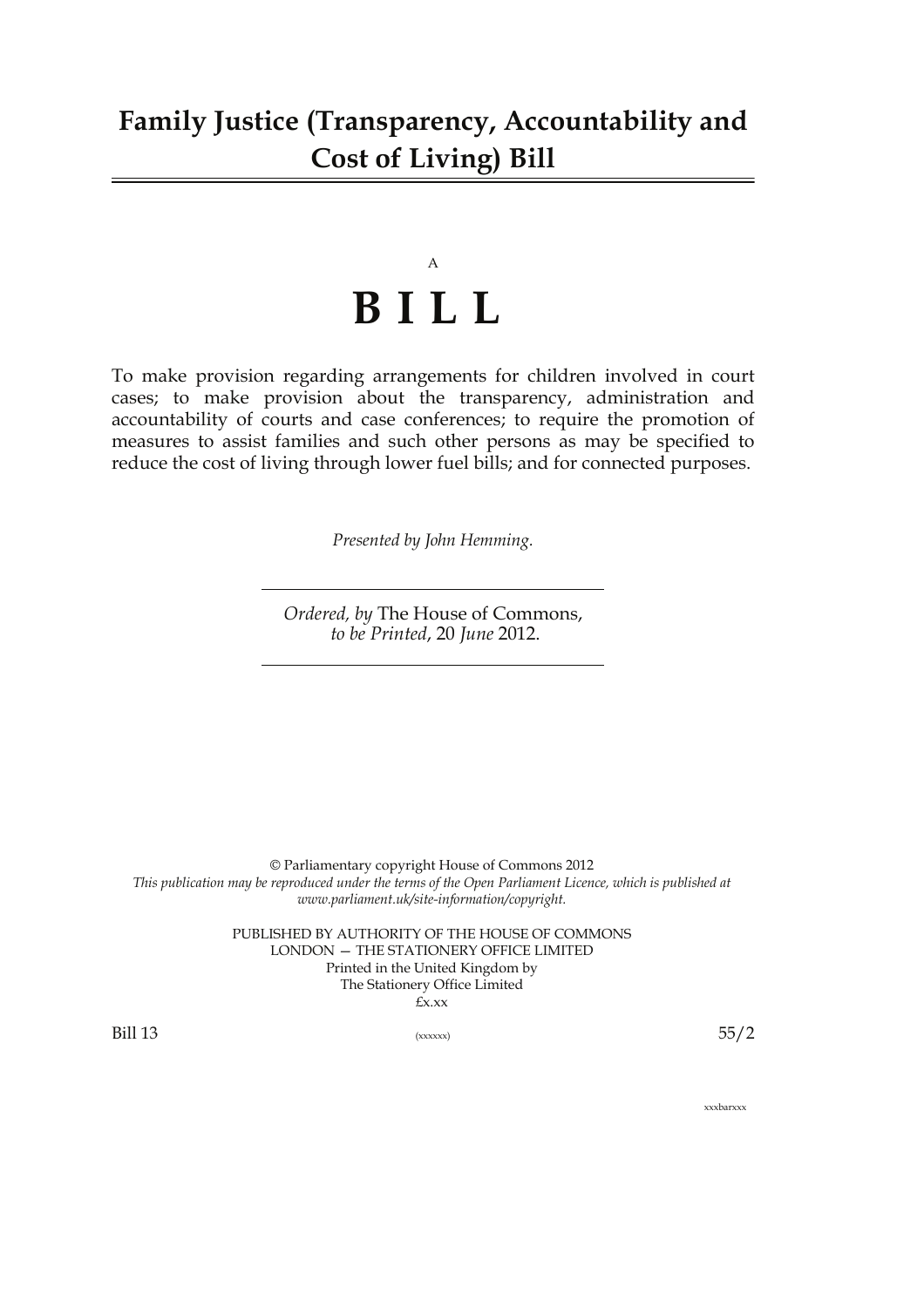# Family Justice (Transparency, Accountability and Cost of Living) Bill

A

# B I L L

To make provision regarding arrangements for children involved in court cases; to make provision about the transparency, administration and accountability of courts and case conferences; to require the promotion of measures to assist families and such other persons as may be specified to reduce the cost of living through lower fuel bills; and for connected purposes.

*Presented by John Hemming.*

*Ordered, by* The House of Commons, *to be Printed*, 20 *June* 2012.

© Parliamentary copyright House of Commons 2012
*This publication may be reproduced under the terms of the Open Parliament Licence, which is published at www.parliament.uk/site-information/copyright.*

PUBLISHED BY AUTHORITY OF THE HOUSE OF COMMONS
LONDON — THE STATIONERY OFFICE LIMITED
Printed in the United Kingdom by
The Stationery Office Limited
£x.xx

Bill 13 (xxxxxx) 55/2

xxxbarxxx